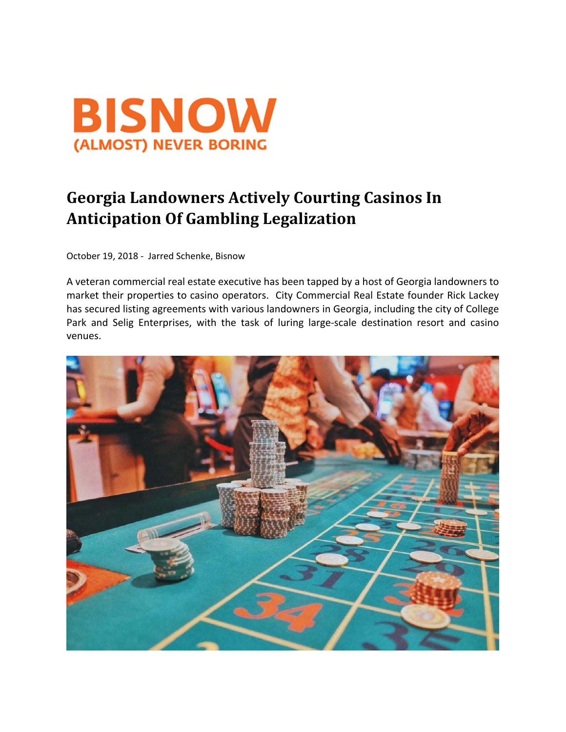BISNOW
(ALMOST) NEVER BORING

# Georgia Landowners Actively Courting Casinos In Anticipation Of Gambling Legalization

October 19, 2018 - Jarred Schenke, Bisnow

A veteran commercial real estate executive has been tapped by a host of Georgia landowners to market their properties to casino operators. City Commercial Real Estate founder Rick Lackey has secured listing agreements with various landowners in Georgia, including the city of College Park and Selig Enterprises, with the task of luring large-scale destination resort and casino venues.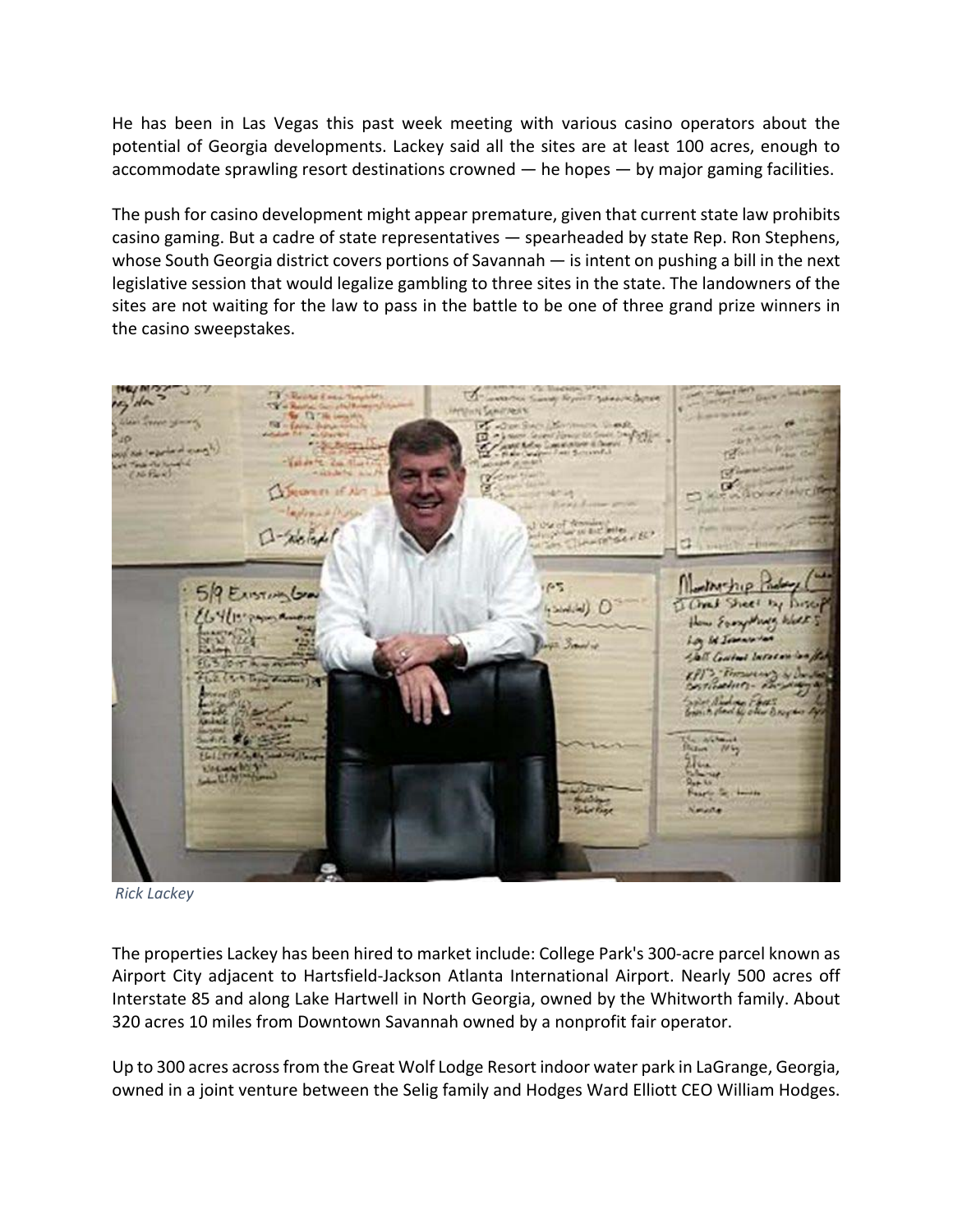He has been in Las Vegas this past week meeting with various casino operators about the potential of Georgia developments. Lackey said all the sites are at least 100 acres, enough to accommodate sprawling resort destinations crowned — he hopes — by major gaming facilities.

The push for casino development might appear premature, given that current state law prohibits casino gaming. But a cadre of state representatives — spearheaded by state Rep. Ron Stephens, whose South Georgia district covers portions of Savannah — is intent on pushing a bill in the next legislative session that would legalize gambling to three sites in the state. The landowners of the sites are not waiting for the law to pass in the battle to be one of three grand prize winners in the casino sweepstakes.

*Rick Lackey*

The properties Lackey has been hired to market include: College Park's 300-acre parcel known as Airport City adjacent to Hartsfield-Jackson Atlanta International Airport. Nearly 500 acres off Interstate 85 and along Lake Hartwell in North Georgia, owned by the Whitworth family. About 320 acres 10 miles from Downtown Savannah owned by a nonprofit fair operator.

Up to 300 acres across from the Great Wolf Lodge Resort indoor water park in LaGrange, Georgia, owned in a joint venture between the Selig family and Hodges Ward Elliott CEO William Hodges.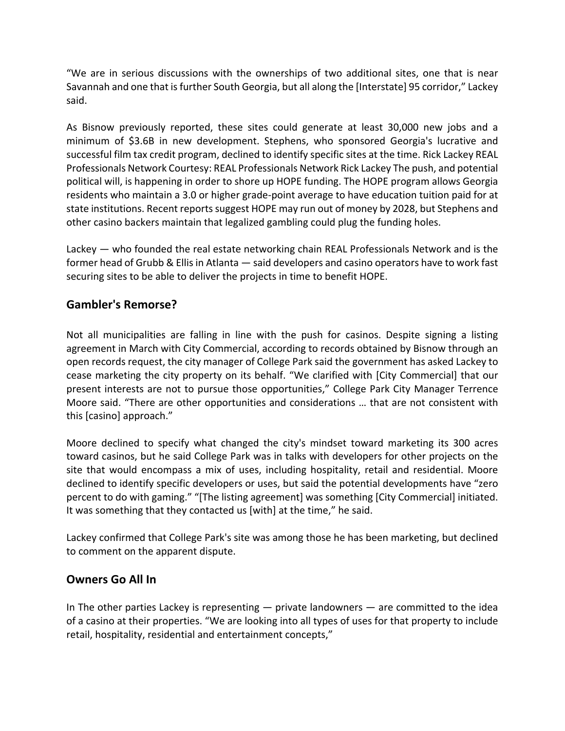“We are in serious discussions with the ownerships of two additional sites, one that is near Savannah and one that is further South Georgia, but all along the [Interstate] 95 corridor,” Lackey said.

As Bisnow previously reported, these sites could generate at least 30,000 new jobs and a minimum of $3.6B in new development. Stephens, who sponsored Georgia's lucrative and successful film tax credit program, declined to identify specific sites at the time. Rick Lackey REAL Professionals Network Courtesy: REAL Professionals Network Rick Lackey The push, and potential political will, is happening in order to shore up HOPE funding. The HOPE program allows Georgia residents who maintain a 3.0 or higher grade-point average to have education tuition paid for at state institutions. Recent reports suggest HOPE may run out of money by 2028, but Stephens and other casino backers maintain that legalized gambling could plug the funding holes.

Lackey — who founded the real estate networking chain REAL Professionals Network and is the former head of Grubb & Ellis in Atlanta — said developers and casino operators have to work fast securing sites to be able to deliver the projects in time to benefit HOPE.

## Gambler's Remorse?

Not all municipalities are falling in line with the push for casinos. Despite signing a listing agreement in March with City Commercial, according to records obtained by Bisnow through an open records request, the city manager of College Park said the government has asked Lackey to cease marketing the city property on its behalf. “We clarified with [City Commercial] that our present interests are not to pursue those opportunities,” College Park City Manager Terrence Moore said. “There are other opportunities and considerations … that are not consistent with this [casino] approach.”

Moore declined to specify what changed the city's mindset toward marketing its 300 acres toward casinos, but he said College Park was in talks with developers for other projects on the site that would encompass a mix of uses, including hospitality, retail and residential. Moore declined to identify specific developers or uses, but said the potential developments have “zero percent to do with gaming.” “[The listing agreement] was something [City Commercial] initiated. It was something that they contacted us [with] at the time,” he said.

Lackey confirmed that College Park's site was among those he has been marketing, but declined to comment on the apparent dispute.

## Owners Go All In

In The other parties Lackey is representing — private landowners — are committed to the idea of a casino at their properties. “We are looking into all types of uses for that property to include retail, hospitality, residential and entertainment concepts,”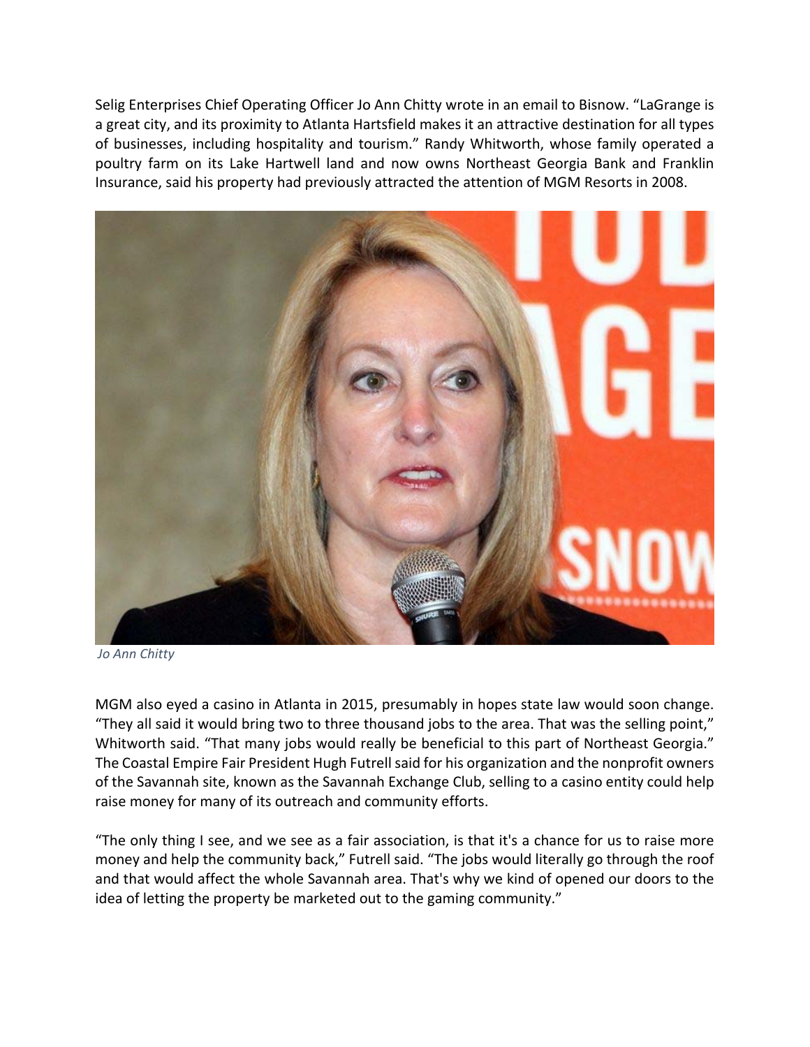Selig Enterprises Chief Operating Officer Jo Ann Chitty wrote in an email to Bisnow. “LaGrange is a great city, and its proximity to Atlanta Hartsfield makes it an attractive destination for all types of businesses, including hospitality and tourism.” Randy Whitworth, whose family operated a poultry farm on its Lake Hartwell land and now owns Northeast Georgia Bank and Franklin Insurance, said his property had previously attracted the attention of MGM Resorts in 2008.

*Jo Ann Chitty*

MGM also eyed a casino in Atlanta in 2015, presumably in hopes state law would soon change. “They all said it would bring two to three thousand jobs to the area. That was the selling point,” Whitworth said. “That many jobs would really be beneficial to this part of Northeast Georgia.” The Coastal Empire Fair President Hugh Futrell said for his organization and the nonprofit owners of the Savannah site, known as the Savannah Exchange Club, selling to a casino entity could help raise money for many of its outreach and community efforts.

“The only thing I see, and we see as a fair association, is that it's a chance for us to raise more money and help the community back,” Futrell said. “The jobs would literally go through the roof and that would affect the whole Savannah area. That's why we kind of opened our doors to the idea of letting the property be marketed out to the gaming community.”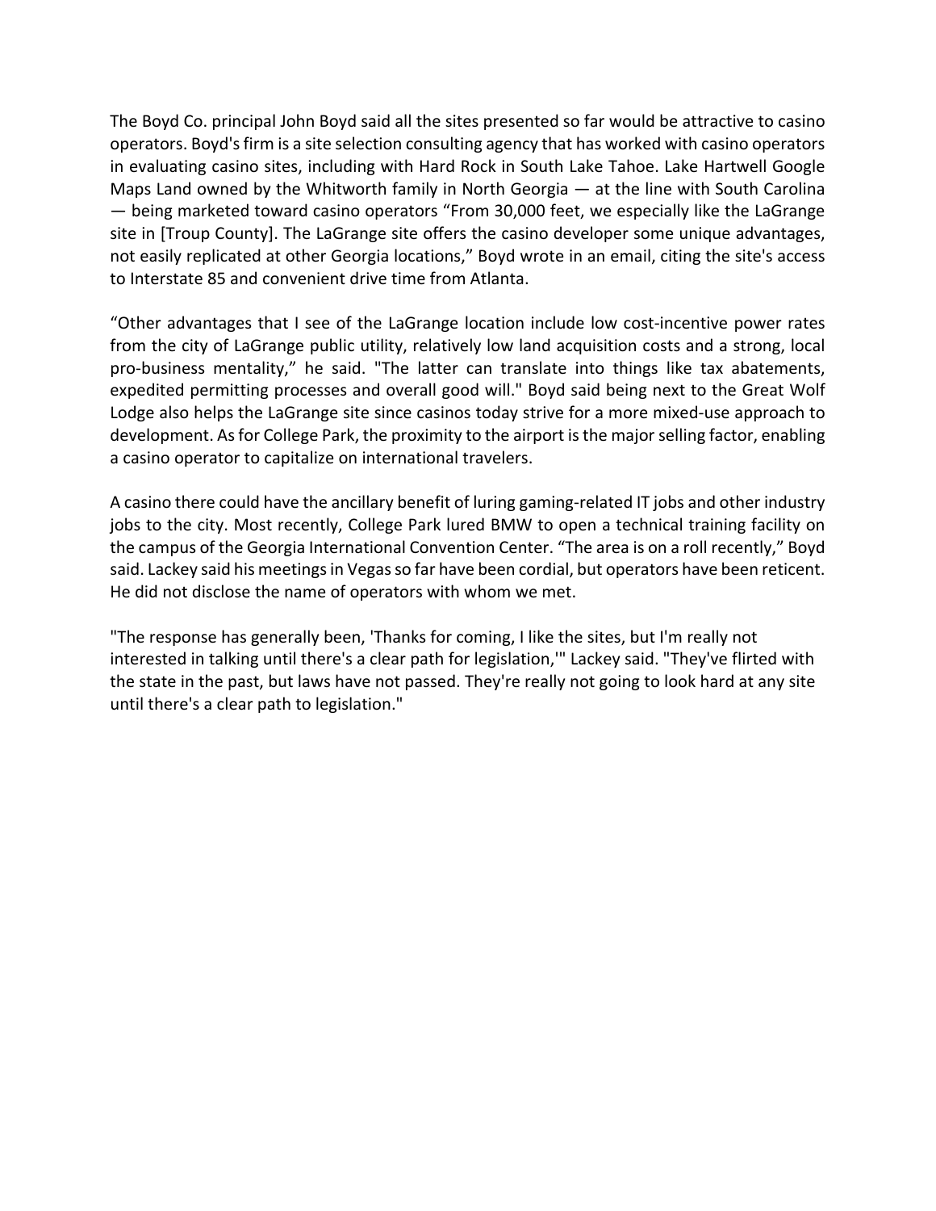The Boyd Co. principal John Boyd said all the sites presented so far would be attractive to casino operators. Boyd's firm is a site selection consulting agency that has worked with casino operators in evaluating casino sites, including with Hard Rock in South Lake Tahoe. Lake Hartwell Google Maps Land owned by the Whitworth family in North Georgia — at the line with South Carolina — being marketed toward casino operators "From 30,000 feet, we especially like the LaGrange site in [Troup County]. The LaGrange site offers the casino developer some unique advantages, not easily replicated at other Georgia locations," Boyd wrote in an email, citing the site's access to Interstate 85 and convenient drive time from Atlanta.

"Other advantages that I see of the LaGrange location include low cost-incentive power rates from the city of LaGrange public utility, relatively low land acquisition costs and a strong, local pro-business mentality," he said. "The latter can translate into things like tax abatements, expedited permitting processes and overall good will." Boyd said being next to the Great Wolf Lodge also helps the LaGrange site since casinos today strive for a more mixed-use approach to development. As for College Park, the proximity to the airport is the major selling factor, enabling a casino operator to capitalize on international travelers.

A casino there could have the ancillary benefit of luring gaming-related IT jobs and other industry jobs to the city. Most recently, College Park lured BMW to open a technical training facility on the campus of the Georgia International Convention Center. "The area is on a roll recently," Boyd said. Lackey said his meetings in Vegas so far have been cordial, but operators have been reticent. He did not disclose the name of operators with whom we met.

"The response has generally been, 'Thanks for coming, I like the sites, but I'm really not interested in talking until there's a clear path for legislation,'" Lackey said. "They've flirted with the state in the past, but laws have not passed. They're really not going to look hard at any site until there's a clear path to legislation."